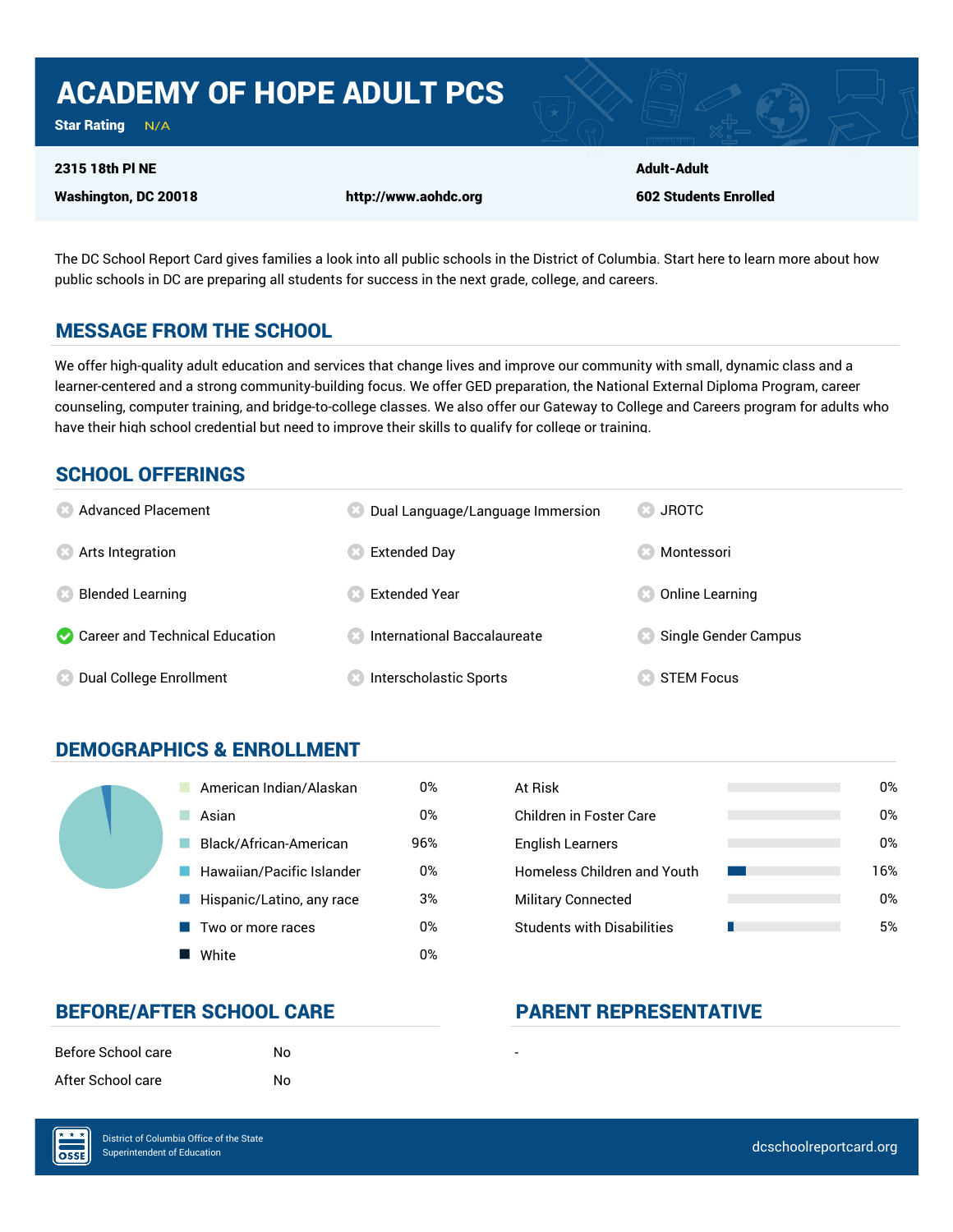# ACADEMY OF HOPE ADULT PCS

**Star Rating** N/A

**2315 18th Pl NE**
**Washington, DC 20018**

**http://www.aohdc.org**

**Adult-Adult**
**602 Students Enrolled**

The DC School Report Card gives families a look into all public schools in the District of Columbia. Start here to learn more about how public schools in DC are preparing all students for success in the next grade, college, and careers.

## MESSAGE FROM THE SCHOOL

We offer high-quality adult education and services that change lives and improve our community with small, dynamic class and a learner-centered and a strong community-building focus. We offer GED preparation, the National External Diploma Program, career counseling, computer training, and bridge-to-college classes. We also offer our Gateway to College and Careers program for adults who have their high school credential but need to improve their skills to qualify for college or training.

## SCHOOL OFFERINGS

| Offering | Available |
|---|---|
| Advanced Placement | No |
| Arts Integration | No |
| Blended Learning | No |
| Career and Technical Education | Yes |
| Dual College Enrollment | No |
| Dual Language/Language Immersion | No |
| Extended Day | No |
| Extended Year | No |
| International Baccalaureate | No |
| Interscholastic Sports | No |
| JROTC | No |
| Montessori | No |
| Online Learning | No |
| Single Gender Campus | No |
| STEM Focus | No |

## DEMOGRAPHICS & ENROLLMENT

| Race/Ethnicity | Percent |
|---|---|
| American Indian/Alaskan | 0% |
| Asian | 0% |
| Black/African-American | 96% |
| Hawaiian/Pacific Islander | 0% |
| Hispanic/Latino, any race | 3% |
| Two or more races | 0% |
| White | 0% |

| Student Group | Percent |
|---|---|
| At Risk | 0% |
| Children in Foster Care | 0% |
| English Learners | 0% |
| Homeless Children and Youth | 16% |
| Military Connected | 0% |
| Students with Disabilities | 5% |

## BEFORE/AFTER SCHOOL CARE

| | |
|---|---|
| Before School care | No |
| After School care | No |

## PARENT REPRESENTATIVE

-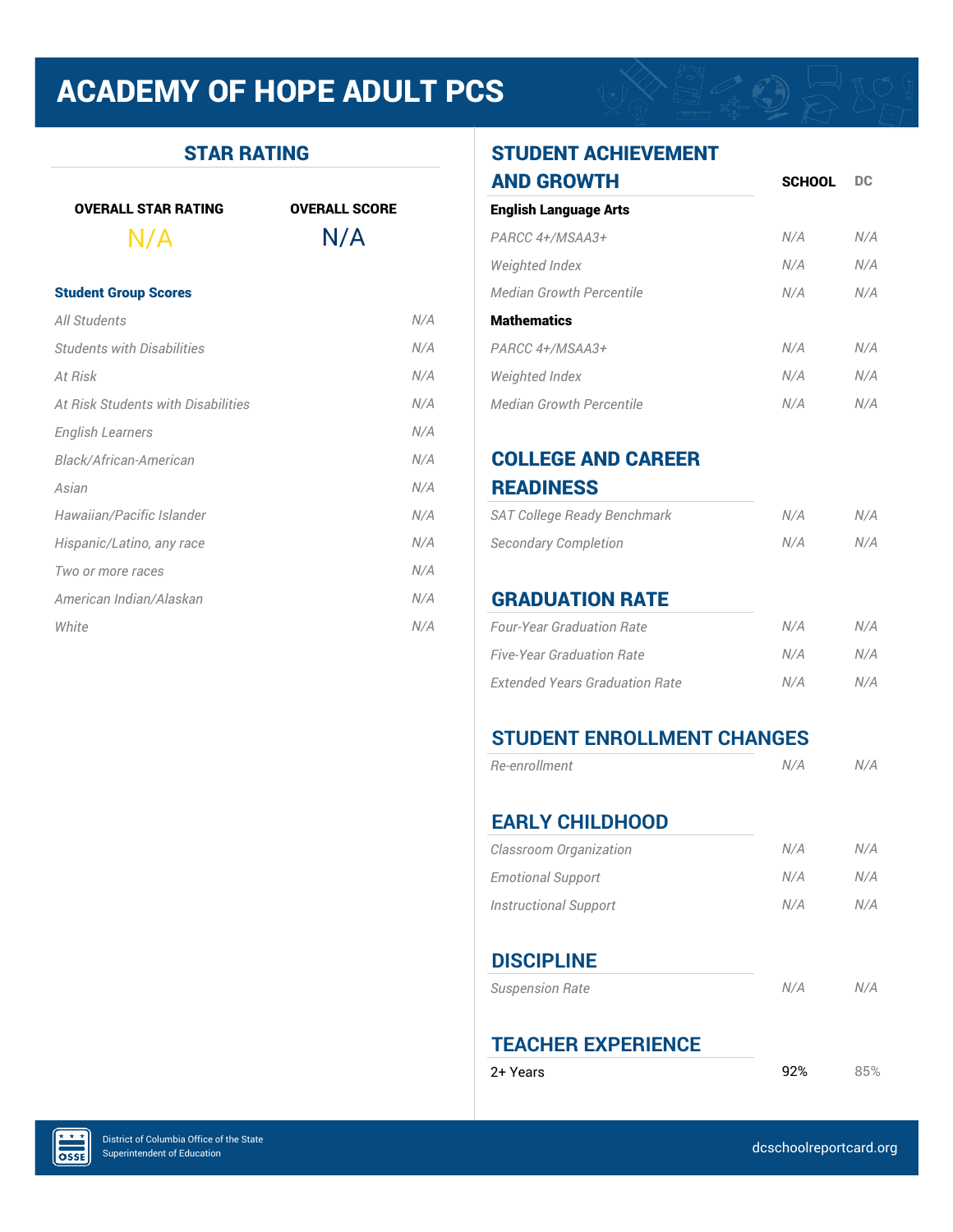# ACADEMY OF HOPE ADULT PCS

## STAR RATING

| OVERALL STAR RATING | OVERALL SCORE |
|---|---|
| N/A | N/A |

**Student Group Scores**

| | |
|---|---|
| *All Students* | *N/A* |
| *Students with Disabilities* | *N/A* |
| *At Risk* | *N/A* |
| *At Risk Students with Disabilities* | *N/A* |
| *English Learners* | *N/A* |
| *Black/African-American* | *N/A* |
| *Asian* | *N/A* |
| *Hawaiian/Pacific Islander* | *N/A* |
| *Hispanic/Latino, any race* | *N/A* |
| *Two or more races* | *N/A* |
| *American Indian/Alaskan* | *N/A* |
| *White* | *N/A* |

## STUDENT ACHIEVEMENT AND GROWTH

| | SCHOOL | DC |
|---|---|---|
| **English Language Arts** | | |
| *PARCC 4+/MSAA3+* | *N/A* | *N/A* |
| *Weighted Index* | *N/A* | *N/A* |
| *Median Growth Percentile* | *N/A* | *N/A* |
| **Mathematics** | | |
| *PARCC 4+/MSAA3+* | *N/A* | *N/A* |
| *Weighted Index* | *N/A* | *N/A* |
| *Median Growth Percentile* | *N/A* | *N/A* |

## COLLEGE AND CAREER READINESS

| | | |
|---|---|---|
| *SAT College Ready Benchmark* | *N/A* | *N/A* |
| *Secondary Completion* | *N/A* | *N/A* |

## GRADUATION RATE

| | | |
|---|---|---|
| *Four-Year Graduation Rate* | *N/A* | *N/A* |
| *Five-Year Graduation Rate* | *N/A* | *N/A* |
| *Extended Years Graduation Rate* | *N/A* | *N/A* |

## STUDENT ENROLLMENT CHANGES

| | | |
|---|---|---|
| *Re-enrollment* | *N/A* | *N/A* |

## EARLY CHILDHOOD

| | | |
|---|---|---|
| *Classroom Organization* | *N/A* | *N/A* |
| *Emotional Support* | *N/A* | *N/A* |
| *Instructional Support* | *N/A* | *N/A* |

## DISCIPLINE

| | | |
|---|---|---|
| *Suspension Rate* | *N/A* | *N/A* |

## TEACHER EXPERIENCE

| | | |
|---|---|---|
| 2+ Years | 92% | 85% |

District of Columbia Office of the State Superintendent of Education

dcschoolreportcard.org